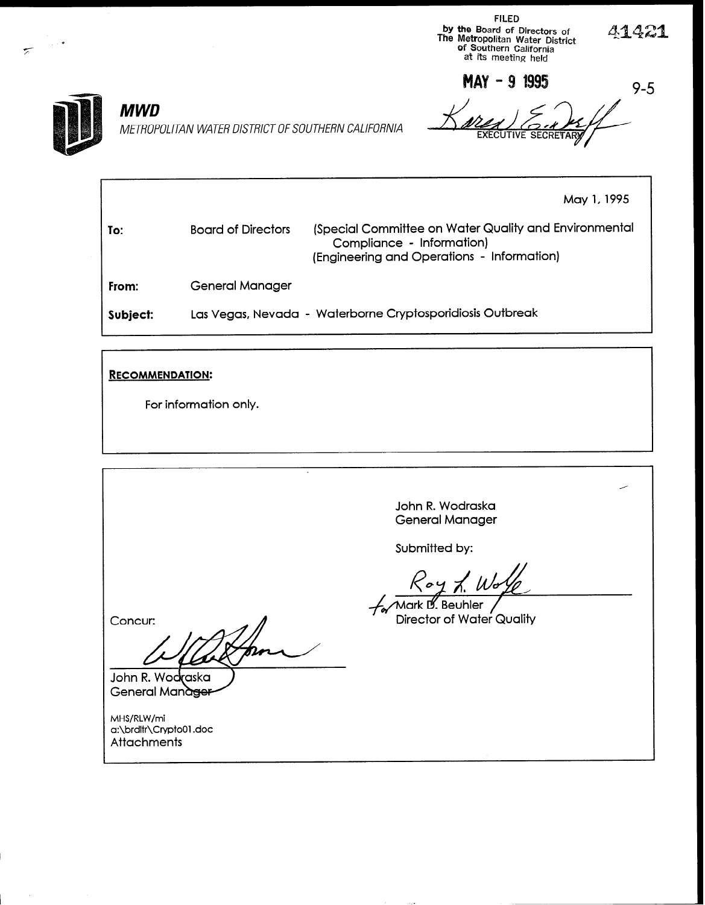FILED
by the Board of Directors of
The Metropolitan Water District
of Southern California
at its meeting held

41421

**MAY - 9 1995**

9-5

Karen Eudeff
EXECUTIVE SECRETARY

***MWD***

*METROPOLITAN WATER DISTRICT OF SOUTHERN CALIFORNIA*

May 1, 1995

| | | |
|---|---|---|
| **To:** | Board of Directors | (Special Committee on Water Quality and Environmental Compliance - Information) (Engineering and Operations - Information) |
| **From:** | General Manager | |
| **Subject:** | Las Vegas, Nevada - Waterborne Cryptosporidiosis Outbreak | |

**RECOMMENDATION:**

For information only.

John R. Wodraska
General Manager

Submitted by:

Roy L. Wolfe
for Mark D. Beuhler
Director of Water Quality

Concur:

John R. Wodraska
General Manager

MHS/RLW/mi
a:\brdltr\Crypto01.doc
Attachments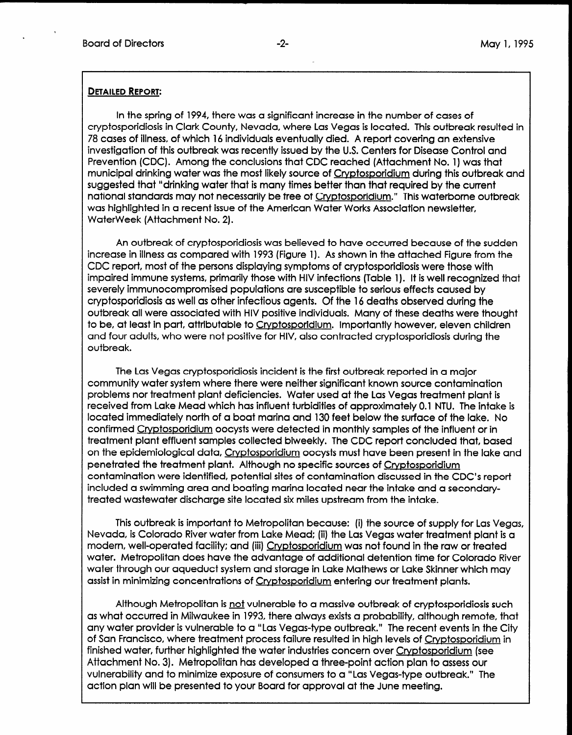**DETAILED REPORT:**

In the spring of 1994, there was a significant increase in the number of cases of cryptosporidiosis in Clark County, Nevada, where Las Vegas is located. This outbreak resulted in 78 cases of illness, of which 16 individuals eventually died. A report covering an extensive investigation of this outbreak was recently issued by the U.S. Centers for Disease Control and Prevention (CDC). Among the conclusions that CDC reached (Attachment No. 1) was that municipal drinking water was the most likely source of Cryptosporidium during this outbreak and suggested that "drinking water that is many times better than that required by the current national standards may not necessarily be free of Cryptosporidium." This waterborne outbreak was highlighted in a recent issue of the American Water Works Association newsletter, WaterWeek (Attachment No. 2).

An outbreak of cryptosporidiosis was believed to have occurred because of the sudden increase in illness as compared with 1993 (Figure 1). As shown in the attached Figure from the CDC report, most of the persons displaying symptoms of cryptosporidiosis were those with impaired immune systems, primarily those with HIV infections (Table 1). It is well recognized that severely immunocompromised populations are susceptible to serious effects caused by cryptosporidiosis as well as other infectious agents. Of the 16 deaths observed during the outbreak all were associated with HIV positive individuals. Many of these deaths were thought to be, at least in part, attributable to Cryptosporidium. Importantly however, eleven children and four adults, who were not positive for HIV, also contracted cryptosporidiosis during the outbreak.

The Las Vegas cryptosporidiosis incident is the first outbreak reported in a major community water system where there were neither significant known source contamination problems nor treatment plant deficiencies. Water used at the Las Vegas treatment plant is received from Lake Mead which has influent turbidities of approximately 0.1 NTU. The intake is located immediately north of a boat marina and 130 feet below the surface of the lake. No confirmed Cryptosporidium oocysts were detected in monthly samples of the influent or in treatment plant effluent samples collected biweekly. The CDC report concluded that, based on the epidemiological data, Cryptosporidium oocysts must have been present in the lake and penetrated the treatment plant. Although no specific sources of Cryptosporidium contamination were identified, potential sites of contamination discussed in the CDC's report included a swimming area and boating marina located near the intake and a secondary-treated wastewater discharge site located six miles upstream from the intake.

This outbreak is important to Metropolitan because: (i) the source of supply for Las Vegas, Nevada, is Colorado River water from Lake Mead; (ii) the Las Vegas water treatment plant is a modern, well-operated facility; and (iii) Cryptosporidium was not found in the raw or treated water. Metropolitan does have the advantage of additional detention time for Colorado River water through our aqueduct system and storage in Lake Mathews or Lake Skinner which may assist in minimizing concentrations of Cryptosporidium entering our treatment plants.

Although Metropolitan is not vulnerable to a massive outbreak of cryptosporidiosis such as what occurred in Milwaukee in 1993, there always exists a probability, although remote, that any water provider is vulnerable to a "Las Vegas-type outbreak." The recent events in the City of San Francisco, where treatment process failure resulted in high levels of Cryptosporidium in finished water, further highlighted the water industries concern over Cryptosporidium (see Attachment No. 3). Metropolitan has developed a three-point action plan to assess our vulnerability and to minimize exposure of consumers to a "Las Vegas-type outbreak." The action plan will be presented to your Board for approval at the June meeting.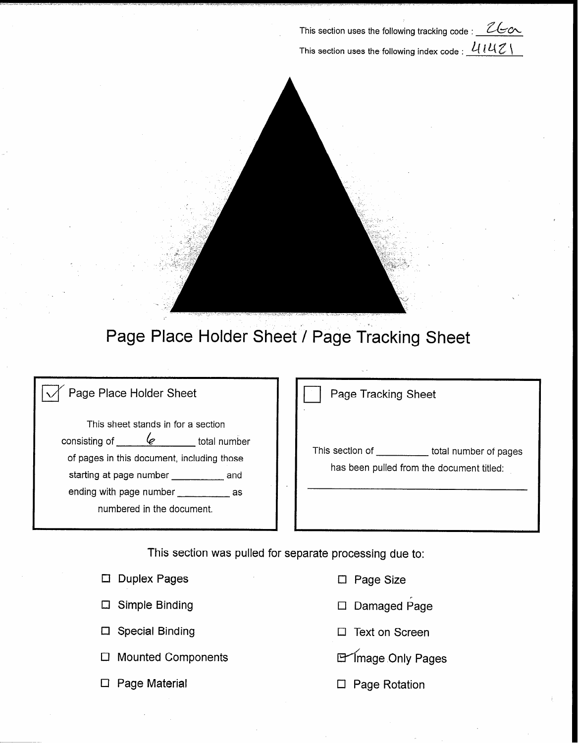This section uses the following tracking code : 26a

This section uses the following index code : 41421

# Page Place Holder Sheet / Page Tracking Sheet

☑ Page Place Holder Sheet

This sheet stands in for a section consisting of 6 total number of pages in this document, including those starting at page number __________ and ending with page number __________ as numbered in the document.

☐ Page Tracking Sheet

This section of __________ total number of pages has been pulled from the document titled:

______________________________

This section was pulled for separate processing due to:

- ☐ Duplex Pages
- ☐ Simple Binding
- ☐ Special Binding
- ☐ Mounted Components
- ☐ Page Material
- ☐ Page Size
- ☐ Damaged Page
- ☐ Text on Screen
- ☑ Image Only Pages
- ☐ Page Rotation